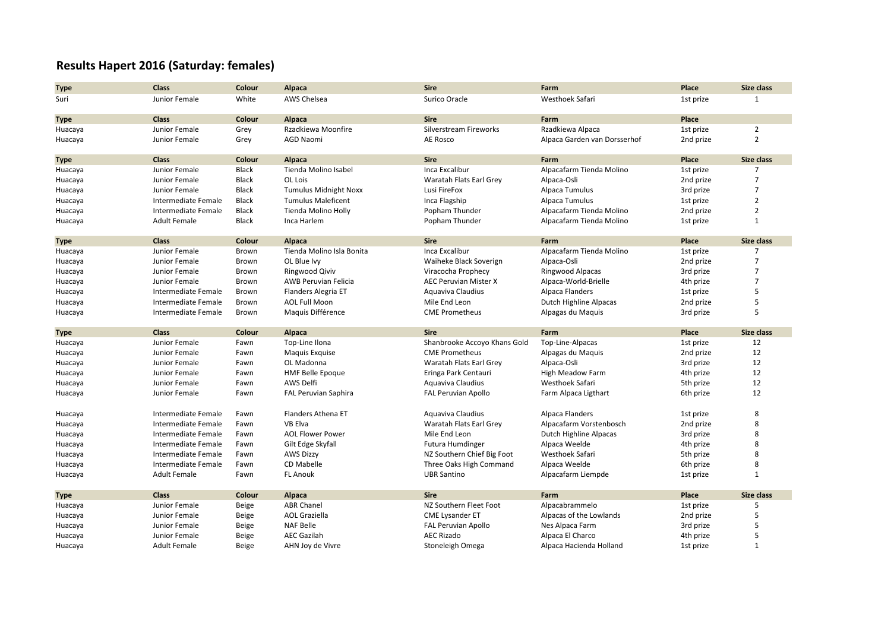## Results Hapert 2016 (Saturday: females)

| Type | Class | Colour | Alpaca | Sire | Farm | Place | Size class |
|---|---|---|---|---|---|---|---|
| Suri | Junior Female | White | AWS Chelsea | Surico Oracle | Westhoek Safari | 1st prize | 1 |

| Type | Class | Colour | Alpaca | Sire | Farm | Place | |
|---|---|---|---|---|---|---|---|
| Huacaya | Junior Female | Grey | Rzadkiewa Moonfire | Silverstream Fireworks | Rzadkiewa Alpaca | 1st prize | 2 |
| Huacaya | Junior Female | Grey | AGD Naomi | AE Rosco | Alpaca Garden van Dorsserhof | 2nd prize | 2 |

| Type | Class | Colour | Alpaca | Sire | Farm | Place | Size class |
|---|---|---|---|---|---|---|---|
| Huacaya | Junior Female | Black | Tienda Molino Isabel | Inca Excalibur | Alpacafarm Tienda Molino | 1st prize | 7 |
| Huacaya | Junior Female | Black | OL Lois | Waratah Flats Earl Grey | Alpaca-Osli | 2nd prize | 7 |
| Huacaya | Junior Female | Black | Tumulus Midnight Noxx | Lusi FireFox | Alpaca Tumulus | 3rd prize | 7 |
| Huacaya | Intermediate Female | Black | Tumulus Maleficent | Inca Flagship | Alpaca Tumulus | 1st prize | 2 |
| Huacaya | Intermediate Female | Black | Tienda Molino Holly | Popham Thunder | Alpacafarm Tienda Molino | 2nd prize | 2 |
| Huacaya | Adult Female | Black | Inca Harlem | Popham Thunder | Alpacafarm Tienda Molino | 1st prize | 1 |

| Type | Class | Colour | Alpaca | Sire | Farm | Place | Size class |
|---|---|---|---|---|---|---|---|
| Huacaya | Junior Female | Brown | Tienda Molino Isla Bonita | Inca Excalibur | Alpacafarm Tienda Molino | 1st prize | 7 |
| Huacaya | Junior Female | Brown | OL Blue Ivy | Waiheke Black Soverign | Alpaca-Osli | 2nd prize | 7 |
| Huacaya | Junior Female | Brown | Ringwood Qiviv | Viracocha Prophecy | Ringwood Alpacas | 3rd prize | 7 |
| Huacaya | Junior Female | Brown | AWB Peruvian Felicia | AEC Peruvian Mister X | Alpaca-World-Brielle | 4th prize | 7 |
| Huacaya | Intermediate Female | Brown | Flanders Alegria ET | Aquaviva Claudius | Alpaca Flanders | 1st prize | 5 |
| Huacaya | Intermediate Female | Brown | AOL Full Moon | Mile End Leon | Dutch Highline Alpacas | 2nd prize | 5 |
| Huacaya | Intermediate Female | Brown | Maquis Différence | CME Prometheus | Alpagas du Maquis | 3rd prize | 5 |

| Type | Class | Colour | Alpaca | Sire | Farm | Place | Size class |
|---|---|---|---|---|---|---|---|
| Huacaya | Junior Female | Fawn | Top-Line Ilona | Shanbrooke Accoyo Khans Gold | Top-Line-Alpacas | 1st prize | 12 |
| Huacaya | Junior Female | Fawn | Maquis Exquise | CME Prometheus | Alpagas du Maquis | 2nd prize | 12 |
| Huacaya | Junior Female | Fawn | OL Madonna | Waratah Flats Earl Grey | Alpaca-Osli | 3rd prize | 12 |
| Huacaya | Junior Female | Fawn | HMF Belle Epoque | Eringa Park Centauri | High Meadow Farm | 4th prize | 12 |
| Huacaya | Junior Female | Fawn | AWS Delfi | Aquaviva Claudius | Westhoek Safari | 5th prize | 12 |
| Huacaya | Junior Female | Fawn | FAL Peruvian Saphira | FAL Peruvian Apollo | Farm Alpaca Ligthart | 6th prize | 12 |
| | | | | | | | |
| Huacaya | Intermediate Female | Fawn | Flanders Athena ET | Aquaviva Claudius | Alpaca Flanders | 1st prize | 8 |
| Huacaya | Intermediate Female | Fawn | VB Elva | Waratah Flats Earl Grey | Alpacafarm Vorstenbosch | 2nd prize | 8 |
| Huacaya | Intermediate Female | Fawn | AOL Flower Power | Mile End Leon | Dutch Highline Alpacas | 3rd prize | 8 |
| Huacaya | Intermediate Female | Fawn | Gilt Edge Skyfall | Futura Humdinger | Alpaca Weelde | 4th prize | 8 |
| Huacaya | Intermediate Female | Fawn | AWS Dizzy | NZ Southern Chief Big Foot | Westhoek Safari | 5th prize | 8 |
| Huacaya | Intermediate Female | Fawn | CD Mabelle | Three Oaks High Command | Alpaca Weelde | 6th prize | 8 |
| Huacaya | Adult Female | Fawn | FL Anouk | UBR Santino | Alpacafarm Liempde | 1st prize | 1 |

| Type | Class | Colour | Alpaca | Sire | Farm | Place | Size class |
|---|---|---|---|---|---|---|---|
| Huacaya | Junior Female | Beige | ABR Chanel | NZ Southern Fleet Foot | Alpacabrammelo | 1st prize | 5 |
| Huacaya | Junior Female | Beige | AOL Graziella | CME Lysander ET | Alpacas of the Lowlands | 2nd prize | 5 |
| Huacaya | Junior Female | Beige | NAF Belle | FAL Peruvian Apollo | Nes Alpaca Farm | 3rd prize | 5 |
| Huacaya | Junior Female | Beige | AEC Gazilah | AEC Rizado | Alpaca El Charco | 4th prize | 5 |
| Huacaya | Adult Female | Beige | AHN Joy de Vivre | Stoneleigh Omega | Alpaca Hacienda Holland | 1st prize | 1 |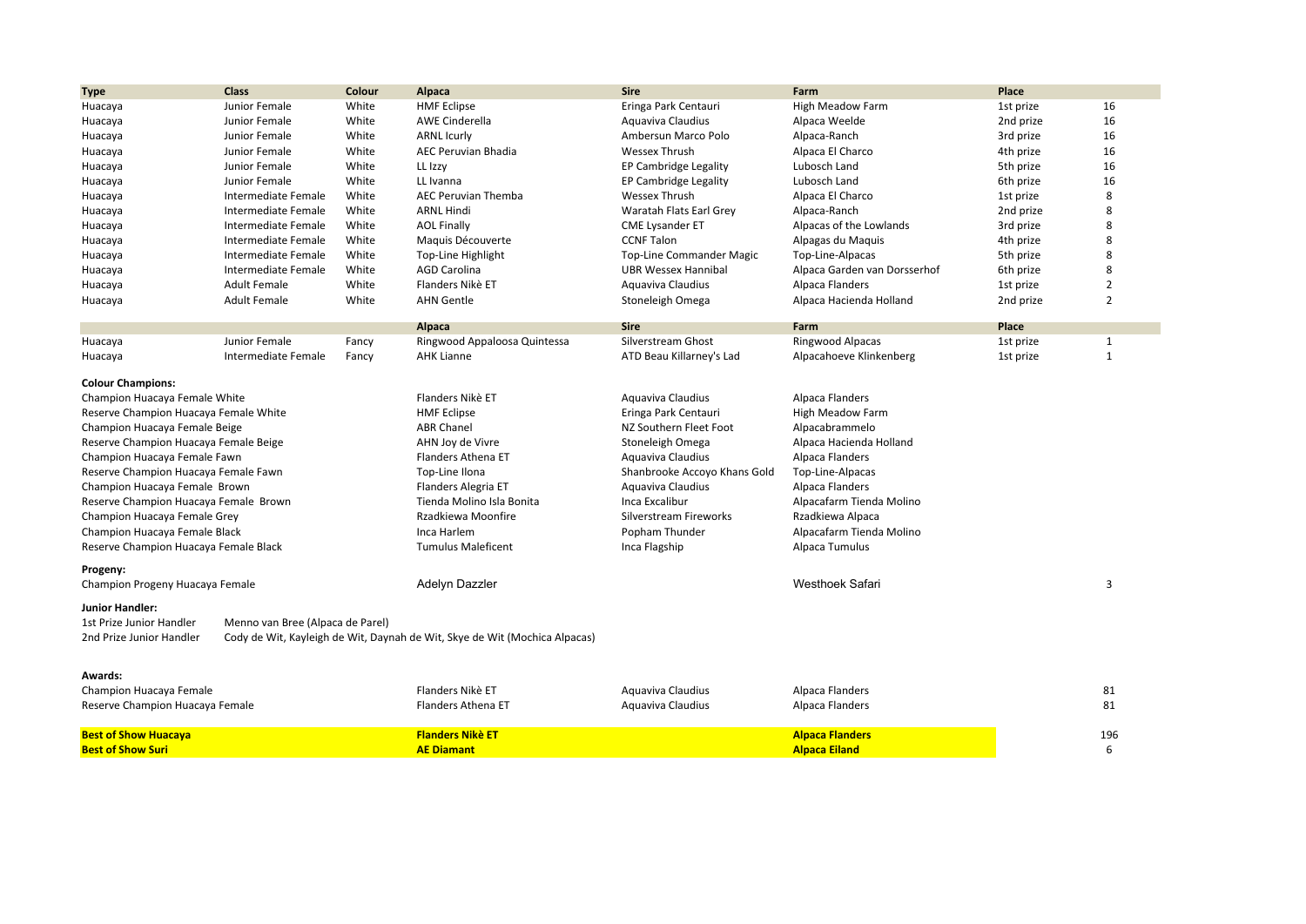| Type | Class | Colour | Alpaca | Sire | Farm | Place | |
|---|---|---|---|---|---|---|---|
| Huacaya | Junior Female | White | HMF Eclipse | Eringa Park Centauri | High Meadow Farm | 1st prize | 16 |
| Huacaya | Junior Female | White | AWE Cinderella | Aquaviva Claudius | Alpaca Weelde | 2nd prize | 16 |
| Huacaya | Junior Female | White | ARNL Icurly | Ambersun Marco Polo | Alpaca-Ranch | 3rd prize | 16 |
| Huacaya | Junior Female | White | AEC Peruvian Bhadia | Wessex Thrush | Alpaca El Charco | 4th prize | 16 |
| Huacaya | Junior Female | White | LL Izzy | EP Cambridge Legality | Lubosch Land | 5th prize | 16 |
| Huacaya | Junior Female | White | LL Ivanna | EP Cambridge Legality | Lubosch Land | 6th prize | 16 |
| Huacaya | Intermediate Female | White | AEC Peruvian Themba | Wessex Thrush | Alpaca El Charco | 1st prize | 8 |
| Huacaya | Intermediate Female | White | ARNL Hindi | Waratah Flats Earl Grey | Alpaca-Ranch | 2nd prize | 8 |
| Huacaya | Intermediate Female | White | AOL Finally | CME Lysander ET | Alpacas of the Lowlands | 3rd prize | 8 |
| Huacaya | Intermediate Female | White | Maquis Découverte | CCNF Talon | Alpagas du Maquis | 4th prize | 8 |
| Huacaya | Intermediate Female | White | Top-Line Highlight | Top-Line Commander Magic | Top-Line-Alpacas | 5th prize | 8 |
| Huacaya | Intermediate Female | White | AGD Carolina | UBR Wessex Hannibal | Alpaca Garden van Dorsserhof | 6th prize | 8 |
| Huacaya | Adult Female | White | Flanders Nikè ET | Aquaviva Claudius | Alpaca Flanders | 1st prize | 2 |
| Huacaya | Adult Female | White | AHN Gentle | Stoneleigh Omega | Alpaca Hacienda Holland | 2nd prize | 2 |

| | | | Alpaca | Sire | Farm | Place | |
|---|---|---|---|---|---|---|---|
| Huacaya | Junior Female | Fancy | Ringwood Appaloosa Quintessa | Silverstream Ghost | Ringwood Alpacas | 1st prize | 1 |
| Huacaya | Intermediate Female | Fancy | AHK Lianne | ATD Beau Killarney's Lad | Alpacahoeve Klinkenberg | 1st prize | 1 |

**Colour Champions:**

| | Alpaca | Sire | Farm |
|---|---|---|---|
| Champion Huacaya Female White | Flanders Nikè ET | Aquaviva Claudius | Alpaca Flanders |
| Reserve Champion Huacaya Female White | HMF Eclipse | Eringa Park Centauri | High Meadow Farm |
| Champion Huacaya Female Beige | ABR Chanel | NZ Southern Fleet Foot | Alpacabrammelo |
| Reserve Champion Huacaya Female Beige | AHN Joy de Vivre | Stoneleigh Omega | Alpaca Hacienda Holland |
| Champion Huacaya Female Fawn | Flanders Athena ET | Aquaviva Claudius | Alpaca Flanders |
| Reserve Champion Huacaya Female Fawn | Top-Line Ilona | Shanbrooke Accoyo Khans Gold | Top-Line-Alpacas |
| Champion Huacaya Female Brown | Flanders Alegria ET | Aquaviva Claudius | Alpaca Flanders |
| Reserve Champion Huacaya Female Brown | Tienda Molino Isla Bonita | Inca Excalibur | Alpacafarm Tienda Molino |
| Champion Huacaya Female Grey | Rzadkiewa Moonfire | Silverstream Fireworks | Rzadkiewa Alpaca |
| Champion Huacaya Female Black | Inca Harlem | Popham Thunder | Alpacafarm Tienda Molino |
| Reserve Champion Huacaya Female Black | Tumulus Maleficent | Inca Flagship | Alpaca Tumulus |

**Progeny:**

| | Alpaca | Farm | |
|---|---|---|---|
| Champion Progeny Huacaya Female | Adelyn Dazzler | Westhoek Safari | 3 |

**Junior Handler:**

1st Prize Junior Handler: Menno van Bree (Alpaca de Parel)
2nd Prize Junior Handler: Cody de Wit, Kayleigh de Wit, Daynah de Wit, Skye de Wit (Mochica Alpacas)

**Awards:**

| | Alpaca | Sire | Farm | |
|---|---|---|---|---|
| Champion Huacaya Female | Flanders Nikè ET | Aquaviva Claudius | Alpaca Flanders | 81 |
| Reserve Champion Huacaya Female | Flanders Athena ET | Aquaviva Claudius | Alpaca Flanders | 81 |
| **Best of Show Huacaya** | **Flanders Nikè ET** | | **Alpaca Flanders** | 196 |
| **Best of Show Suri** | **AE Diamant** | | **Alpaca Eiland** | 6 |